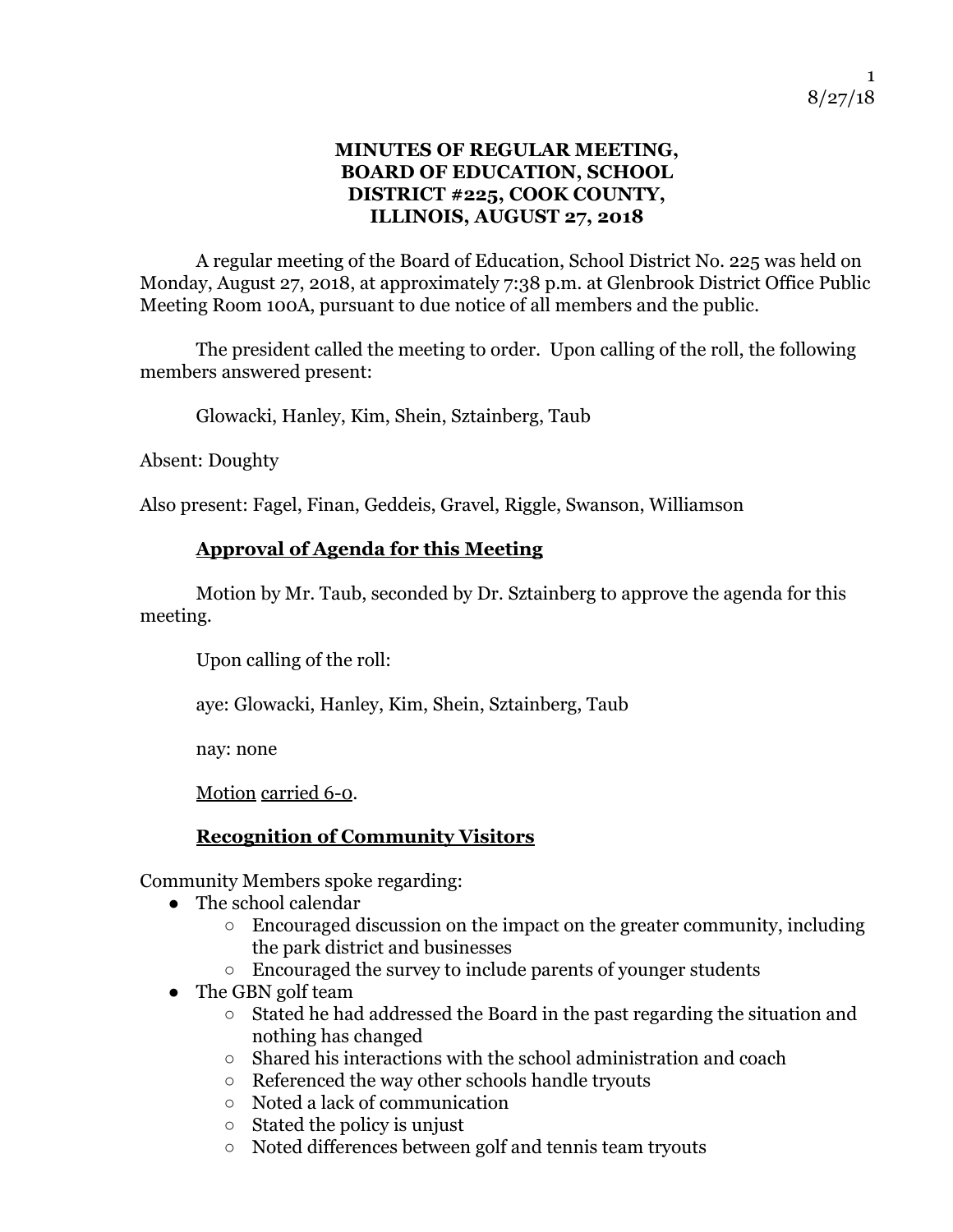# MINUTES OF REGULAR MEETING, BOARD OF EDUCATION, SCHOOL DISTRICT #225, COOK COUNTY, ILLINOIS, AUGUST 27, 2018

A regular meeting of the Board of Education, School District No. 225 was held on Monday, August 27, 2018, at approximately 7:38 p.m. at Glenbrook District Office Public Meeting Room 100A, pursuant to due notice of all members and the public.

The president called the meeting to order. Upon calling of the roll, the following members answered present:

Glowacki, Hanley, Kim, Shein, Sztainberg, Taub

Absent: Doughty

Also present: Fagel, Finan, Geddeis, Gravel, Riggle, Swanson, Williamson

## Approval of Agenda for this Meeting

Motion by Mr. Taub, seconded by Dr. Sztainberg to approve the agenda for this meeting.

Upon calling of the roll:

aye: Glowacki, Hanley, Kim, Shein, Sztainberg, Taub

nay: none

Motion carried 6-0.

## Recognition of Community Visitors

Community Members spoke regarding:

- The school calendar
  - Encouraged discussion on the impact on the greater community, including the park district and businesses
  - Encouraged the survey to include parents of younger students
- The GBN golf team
  - Stated he had addressed the Board in the past regarding the situation and nothing has changed
  - Shared his interactions with the school administration and coach
  - Referenced the way other schools handle tryouts
  - Noted a lack of communication
  - Stated the policy is unjust
  - Noted differences between golf and tennis team tryouts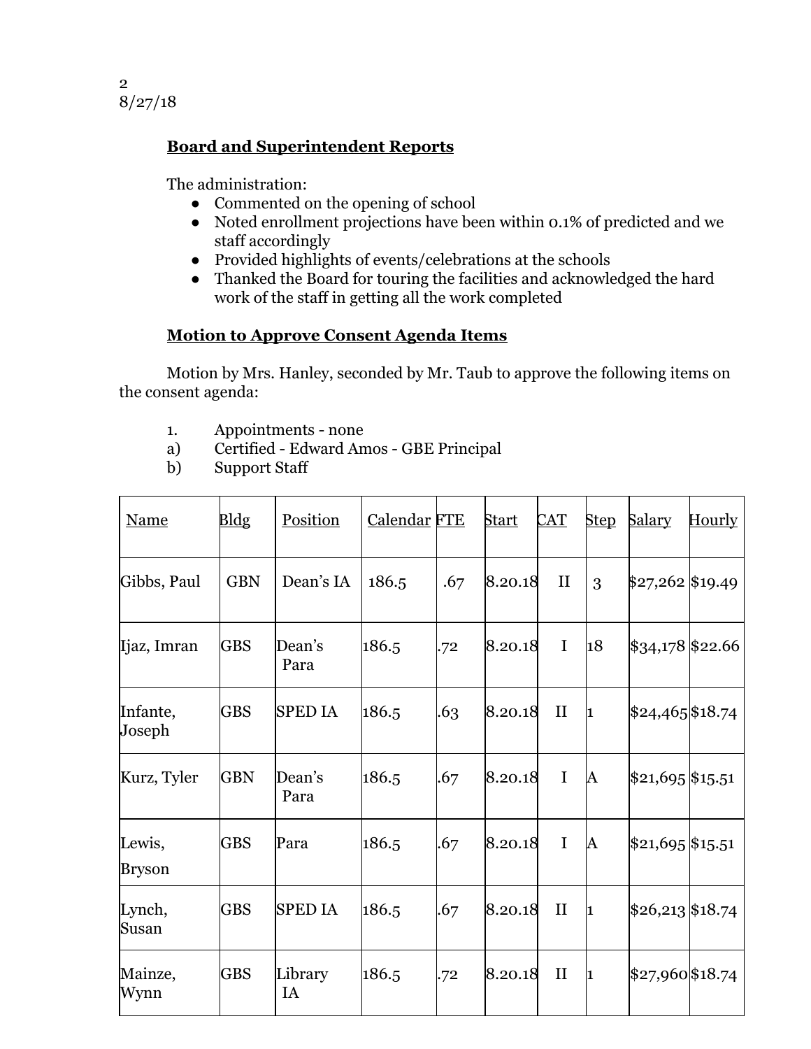## Board and Superintendent Reports

The administration:

- Commented on the opening of school
- Noted enrollment projections have been within 0.1% of predicted and we staff accordingly
- Provided highlights of events/celebrations at the schools
- Thanked the Board for touring the facilities and acknowledged the hard work of the staff in getting all the work completed

## Motion to Approve Consent Agenda Items

Motion by Mrs. Hanley, seconded by Mr. Taub to approve the following items on the consent agenda:

1. Appointments - none
   a) Certified - Edward Amos - GBE Principal
   b) Support Staff

| Name | Bldg | Position | Calendar | FTE | Start | CAT | Step | Salary | Hourly |
|---|---|---|---|---|---|---|---|---|---|
| Gibbs, Paul | GBN | Dean's IA | 186.5 | .67 | 8.20.18 | II | 3 | $27,262 | $19.49 |
| Ijaz, Imran | GBS | Dean's Para | 186.5 | .72 | 8.20.18 | I | 18 | $34,178 | $22.66 |
| Infante, Joseph | GBS | SPED IA | 186.5 | .63 | 8.20.18 | II | 1 | $24,465 | $18.74 |
| Kurz, Tyler | GBN | Dean's Para | 186.5 | .67 | 8.20.18 | I | A | $21,695 | $15.51 |
| Lewis, Bryson | GBS | Para | 186.5 | .67 | 8.20.18 | I | A | $21,695 | $15.51 |
| Lynch, Susan | GBS | SPED IA | 186.5 | .67 | 8.20.18 | II | 1 | $26,213 | $18.74 |
| Mainze, Wynn | GBS | Library IA | 186.5 | .72 | 8.20.18 | II | 1 | $27,960 | $18.74 |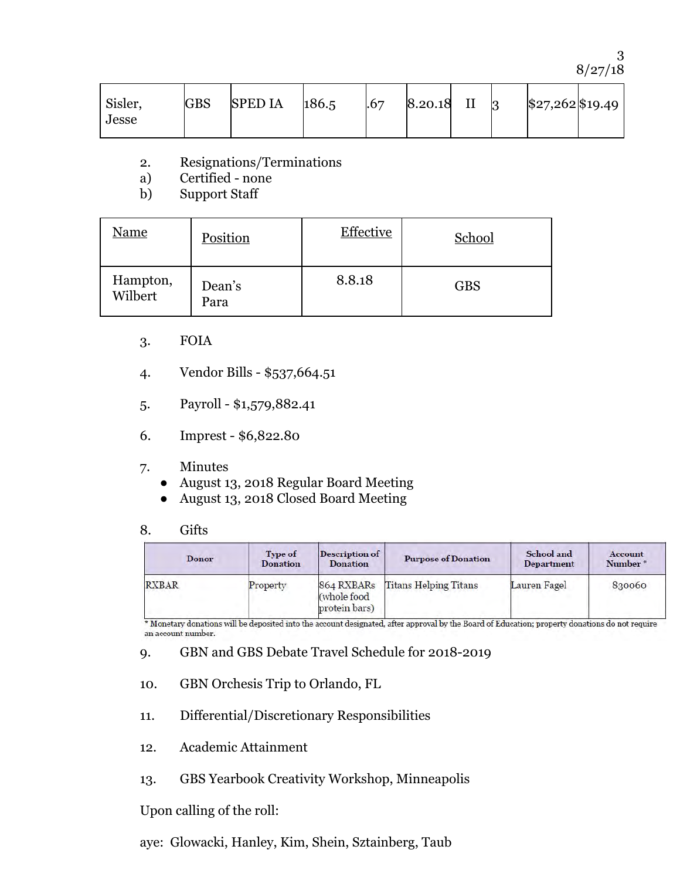| Sisler, Jesse | GBS | SPED IA | 186.5 | .67 | 8.20.18 | II | 3 | $27,262 | $19.49 |
|---|---|---|---|---|---|---|---|---|---|

2. Resignations/Terminations
a) Certified - none
b) Support Staff

| Name | Position | Effective | School |
|---|---|---|---|
| Hampton, Wilbert | Dean's Para | 8.8.18 | GBS |

3. FOIA

4. Vendor Bills - $537,664.51

5. Payroll - $1,579,882.41

6. Imprest - $6,822.80

7. Minutes
   - August 13, 2018 Regular Board Meeting
   - August 13, 2018 Closed Board Meeting

8. Gifts

| Donor | Type of Donation | Description of Donation | Purpose of Donation | School and Department | Account Number * |
|---|---|---|---|---|---|
| RXBAR | Property | 864 RXBARs (whole food protein bars) | Titans Helping Titans | Lauren Fagel | 830060 |

\* Monetary donations will be deposited into the account designated, after approval by the Board of Education; property donations do not require an account number.

9. GBN and GBS Debate Travel Schedule for 2018-2019

10. GBN Orchesis Trip to Orlando, FL

11. Differential/Discretionary Responsibilities

12. Academic Attainment

13. GBS Yearbook Creativity Workshop, Minneapolis

Upon calling of the roll:

aye: Glowacki, Hanley, Kim, Shein, Sztainberg, Taub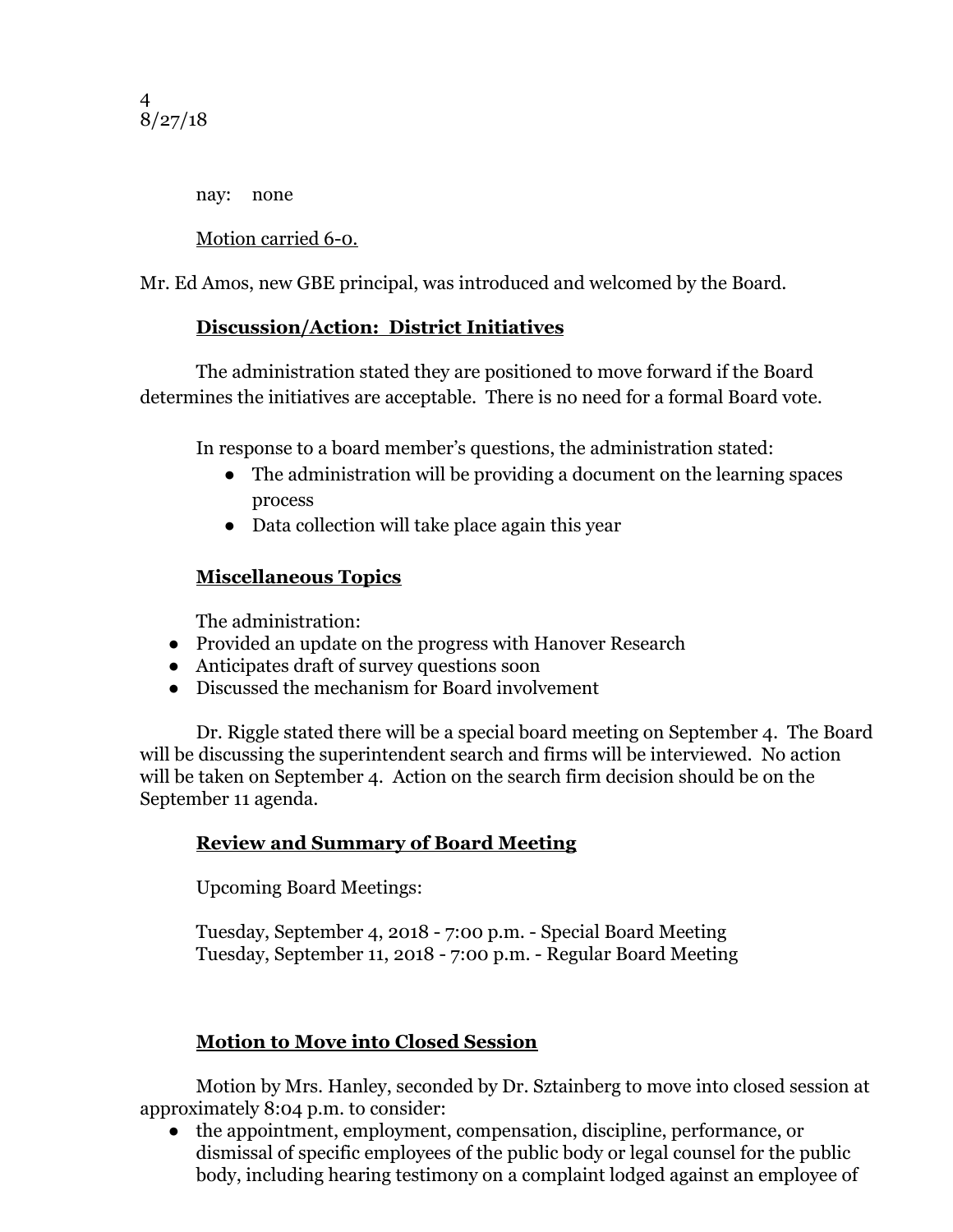nay: none

Motion carried 6-0.

Mr. Ed Amos, new GBE principal, was introduced and welcomed by the Board.

**Discussion/Action: District Initiatives**

The administration stated they are positioned to move forward if the Board determines the initiatives are acceptable. There is no need for a formal Board vote.

In response to a board member's questions, the administration stated:

- The administration will be providing a document on the learning spaces process
- Data collection will take place again this year

**Miscellaneous Topics**

The administration:

- Provided an update on the progress with Hanover Research
- Anticipates draft of survey questions soon
- Discussed the mechanism for Board involvement

Dr. Riggle stated there will be a special board meeting on September 4. The Board will be discussing the superintendent search and firms will be interviewed. No action will be taken on September 4. Action on the search firm decision should be on the September 11 agenda.

**Review and Summary of Board Meeting**

Upcoming Board Meetings:

Tuesday, September 4, 2018 - 7:00 p.m. - Special Board Meeting
Tuesday, September 11, 2018 - 7:00 p.m. - Regular Board Meeting

**Motion to Move into Closed Session**

Motion by Mrs. Hanley, seconded by Dr. Sztainberg to move into closed session at approximately 8:04 p.m. to consider:

- the appointment, employment, compensation, discipline, performance, or dismissal of specific employees of the public body or legal counsel for the public body, including hearing testimony on a complaint lodged against an employee of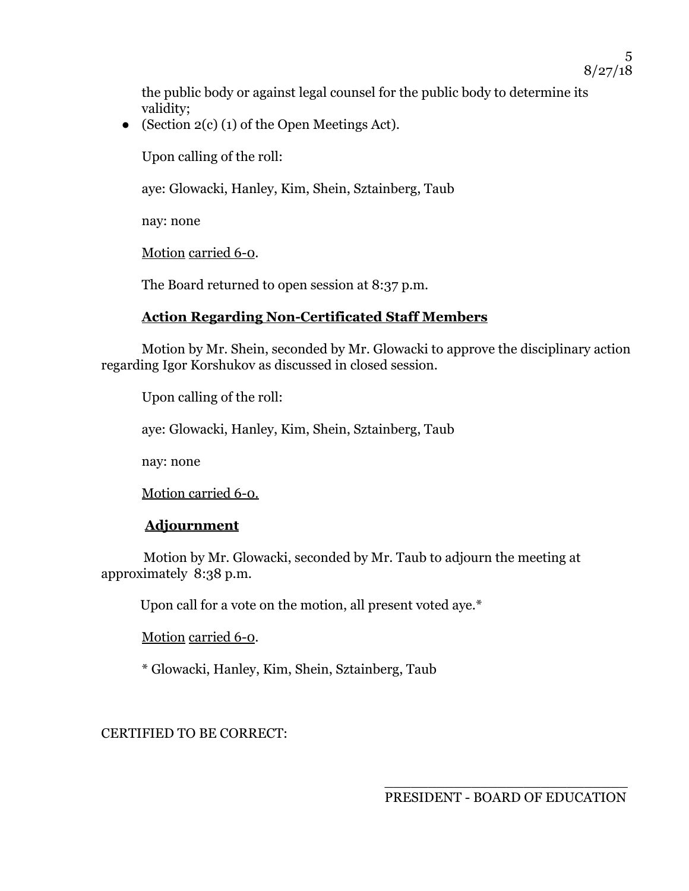the public body or against legal counsel for the public body to determine its validity;

- (Section 2(c) (1) of the Open Meetings Act).

Upon calling of the roll:

aye: Glowacki, Hanley, Kim, Shein, Sztainberg, Taub

nay: none

Motion carried 6-0.

The Board returned to open session at 8:37 p.m.

**Action Regarding Non-Certificated Staff Members**

Motion by Mr. Shein, seconded by Mr. Glowacki to approve the disciplinary action regarding Igor Korshukov as discussed in closed session.

Upon calling of the roll:

aye: Glowacki, Hanley, Kim, Shein, Sztainberg, Taub

nay: none

Motion carried 6-0.

**Adjournment**

Motion by Mr. Glowacki, seconded by Mr. Taub to adjourn the meeting at approximately 8:38 p.m.

Upon call for a vote on the motion, all present voted aye.*

Motion carried 6-0.

* Glowacki, Hanley, Kim, Shein, Sztainberg, Taub

CERTIFIED TO BE CORRECT:

\_\_\_\_\_\_\_\_\_\_\_\_\_\_\_\_\_\_\_\_\_\_\_\_\_\_\_\_\_\_\_\_

PRESIDENT - BOARD OF EDUCATION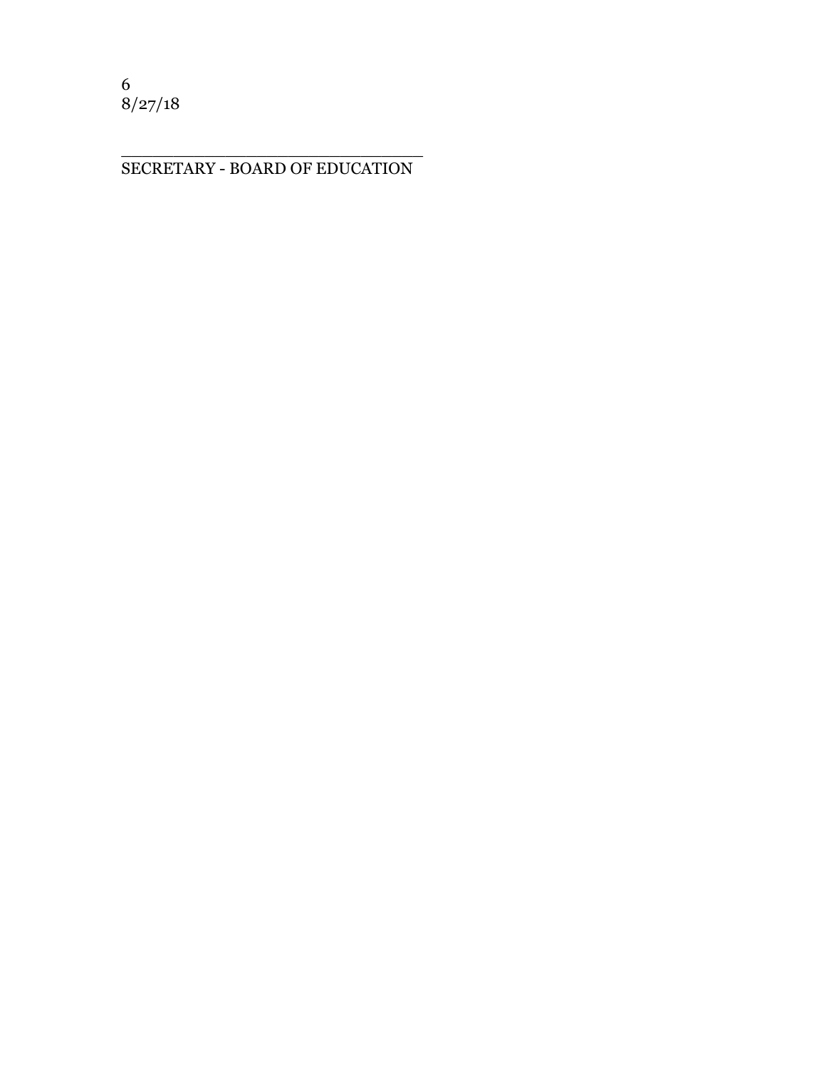\_\_\_\_\_\_\_\_\_\_\_\_\_\_\_\_\_\_\_\_\_\_\_\_\_\_\_\_\_\_\_\_

SECRETARY - BOARD OF EDUCATION